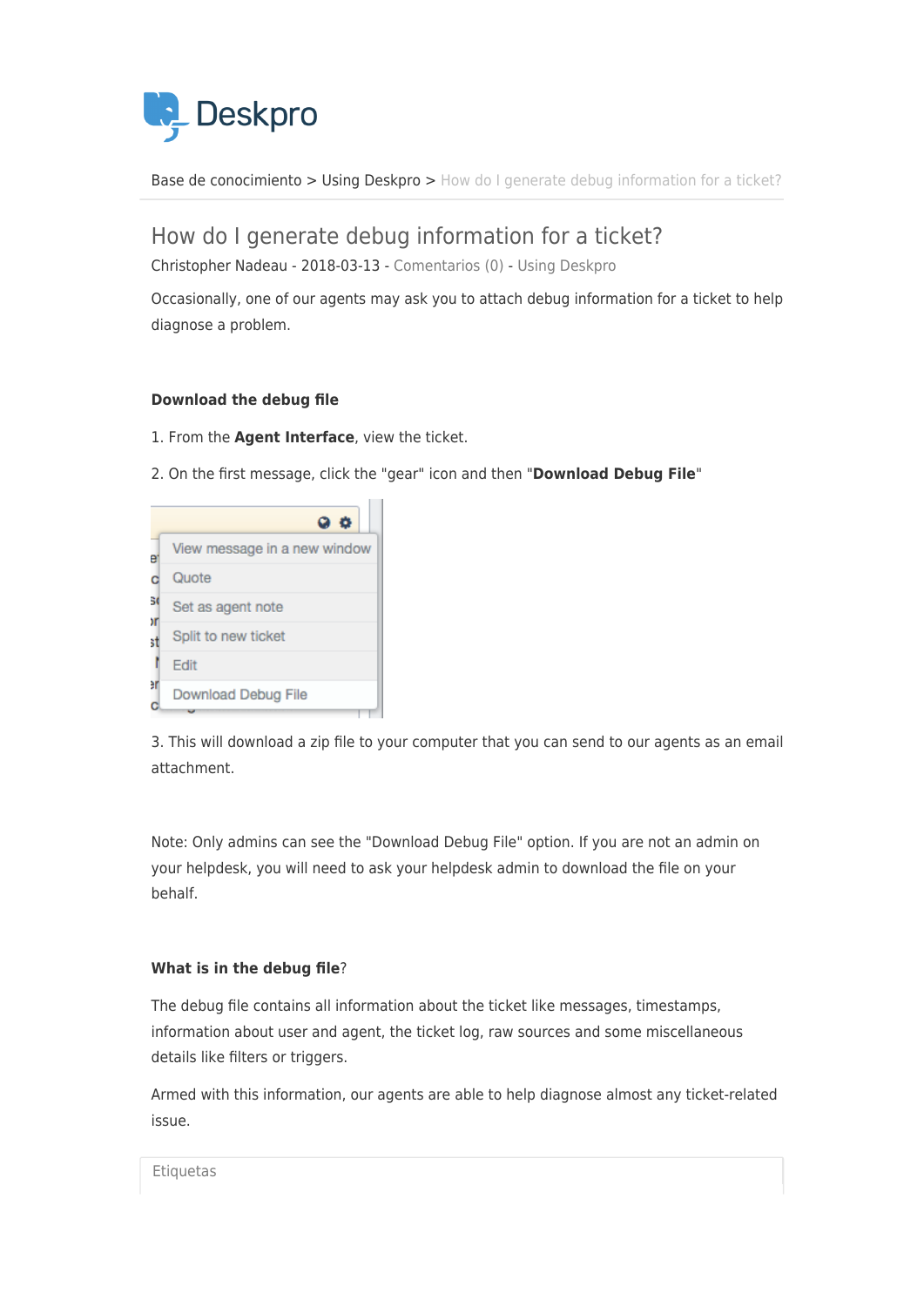Deskpro

Base de conocimiento > Using Deskpro > How do I generate debug information for a ticket?

# How do I generate debug information for a ticket?

Christopher Nadeau - 2018-03-13 - Comentarios (0) - Using Deskpro

Occasionally, one of our agents may ask you to attach debug information for a ticket to help diagnose a problem.

**Download the debug file**

1. From the **Agent Interface**, view the ticket.

2. On the first message, click the "gear" icon and then "**Download Debug File**"

3. This will download a zip file to your computer that you can send to our agents as an email attachment.

Note: Only admins can see the "Download Debug File" option. If you are not an admin on your helpdesk, you will need to ask your helpdesk admin to download the file on your behalf.

**What is in the debug file**?

The debug file contains all information about the ticket like messages, timestamps, information about user and agent, the ticket log, raw sources and some miscellaneous details like filters or triggers.

Armed with this information, our agents are able to help diagnose almost any ticket-related issue.

Etiquetas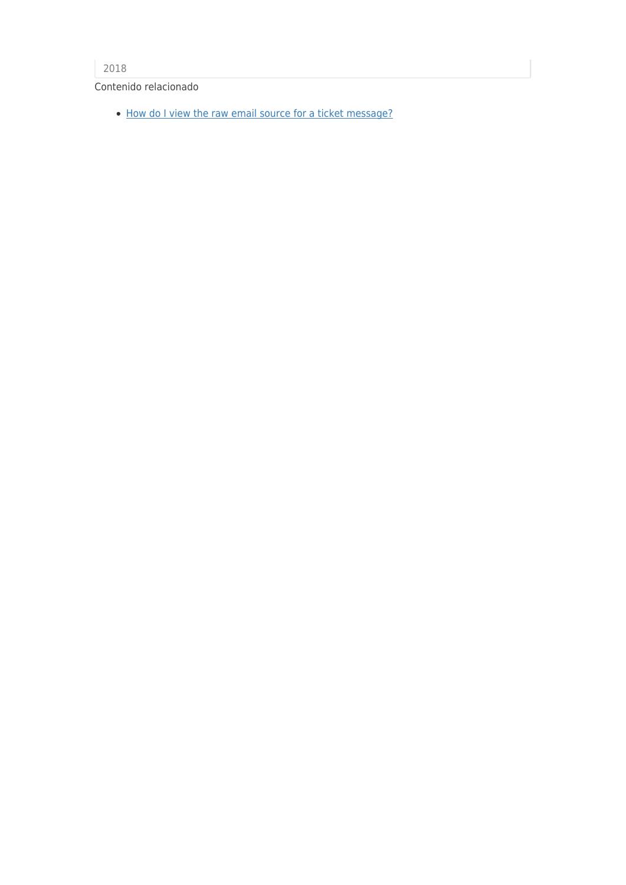2018

Contenido relacionado

- How do I view the raw email source for a ticket message?